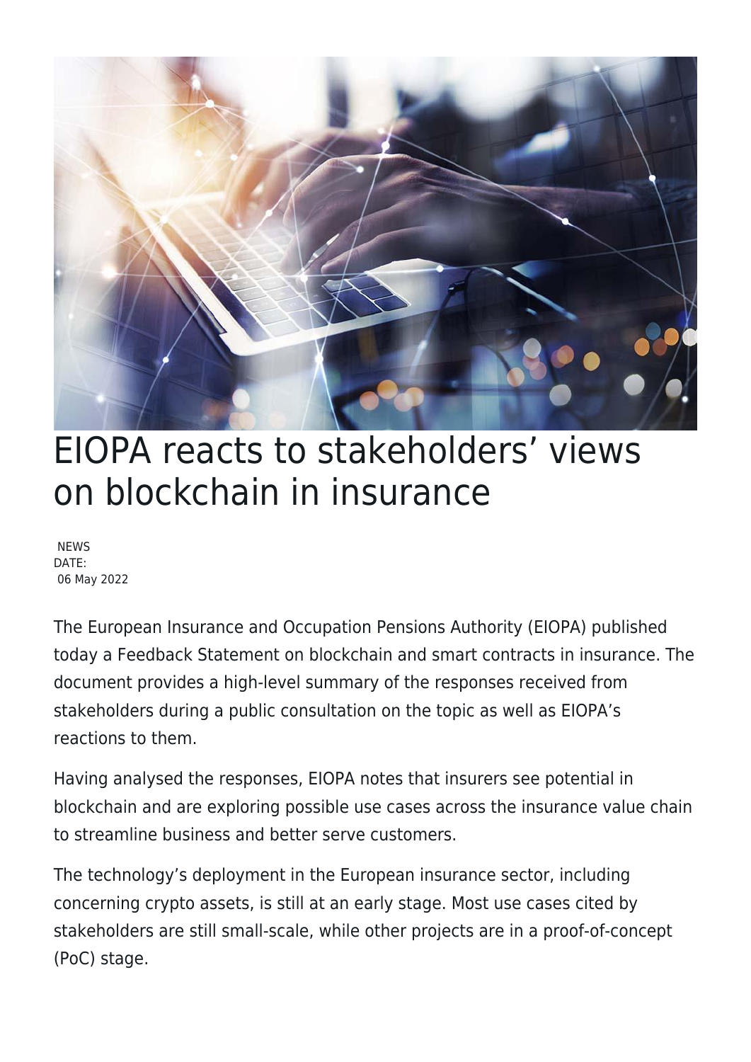# EIOPA reacts to stakeholders’ views on blockchain in insurance

NEWS
DATE:
06 May 2022

The European Insurance and Occupation Pensions Authority (EIOPA) published today a Feedback Statement on blockchain and smart contracts in insurance. The document provides a high-level summary of the responses received from stakeholders during a public consultation on the topic as well as EIOPA’s reactions to them.

Having analysed the responses, EIOPA notes that insurers see potential in blockchain and are exploring possible use cases across the insurance value chain to streamline business and better serve customers.

The technology’s deployment in the European insurance sector, including concerning crypto assets, is still at an early stage. Most use cases cited by stakeholders are still small-scale, while other projects are in a proof-of-concept (PoC) stage.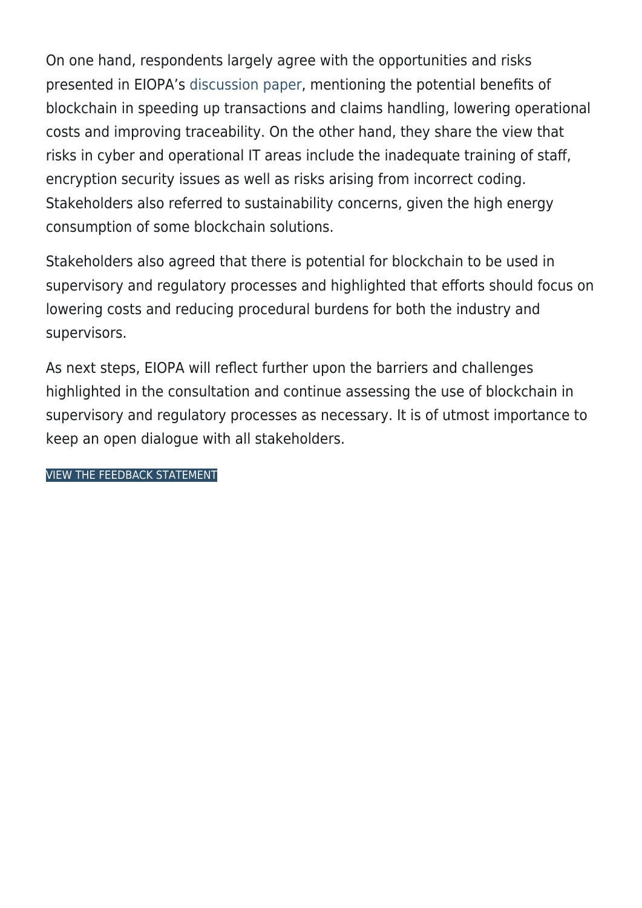On one hand, respondents largely agree with the opportunities and risks presented in EIOPA's discussion paper, mentioning the potential benefits of blockchain in speeding up transactions and claims handling, lowering operational costs and improving traceability. On the other hand, they share the view that risks in cyber and operational IT areas include the inadequate training of staff, encryption security issues as well as risks arising from incorrect coding. Stakeholders also referred to sustainability concerns, given the high energy consumption of some blockchain solutions.

Stakeholders also agreed that there is potential for blockchain to be used in supervisory and regulatory processes and highlighted that efforts should focus on lowering costs and reducing procedural burdens for both the industry and supervisors.

As next steps, EIOPA will reflect further upon the barriers and challenges highlighted in the consultation and continue assessing the use of blockchain in supervisory and regulatory processes as necessary. It is of utmost importance to keep an open dialogue with all stakeholders.

VIEW THE FEEDBACK STATEMENT